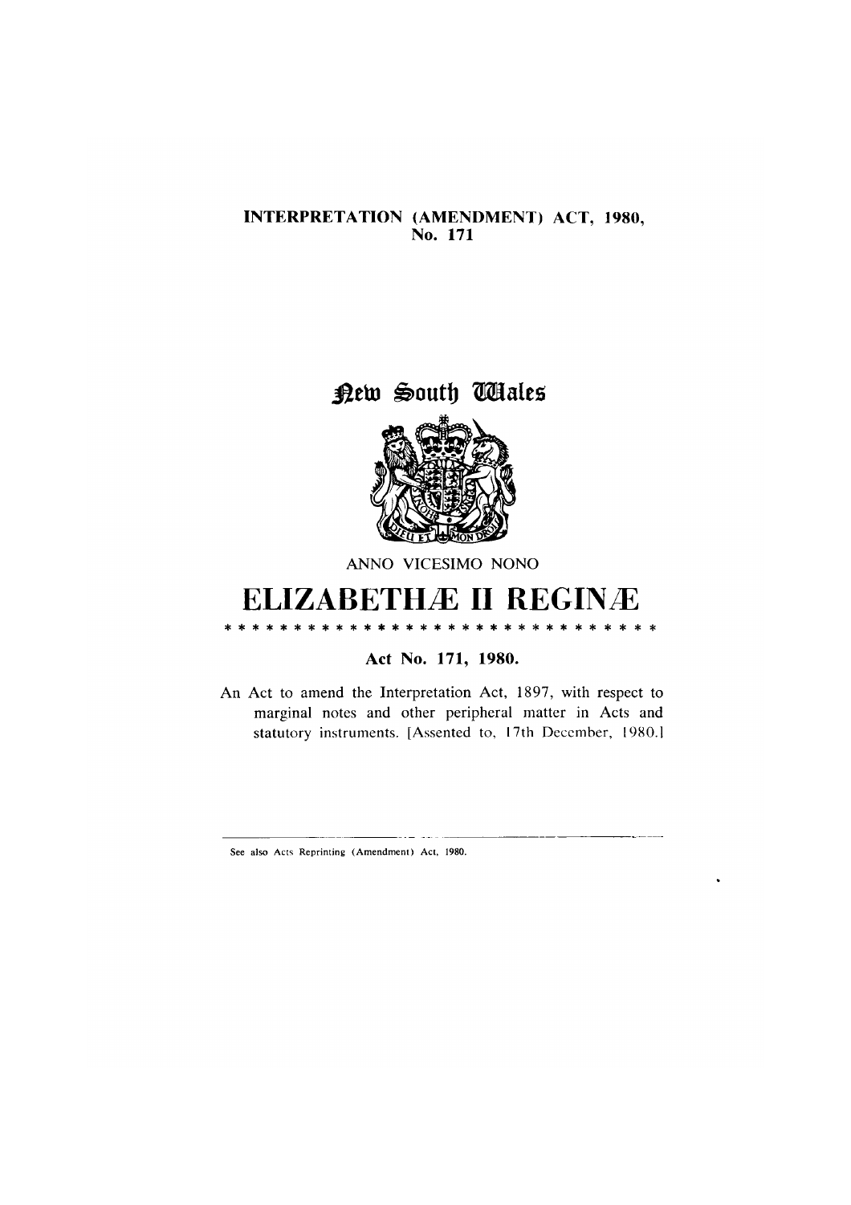**INTERPRETATION (AMENDMENT) ACT, 1980,**
**No. 171**

New South Wales

ANNO VICESIMO NONO

# ELIZABETHÆ II REGINÆ

* * * * * * * * * * * * * * * * * * * * * * * * * * * * * *

**Act No. 171, 1980.**

An Act to amend the Interpretation Act, 1897, with respect to marginal notes and other peripheral matter in Acts and statutory instruments. [Assented to, 17th December, 1980.]

---

See also Acts Reprinting (Amendment) Act, 1980.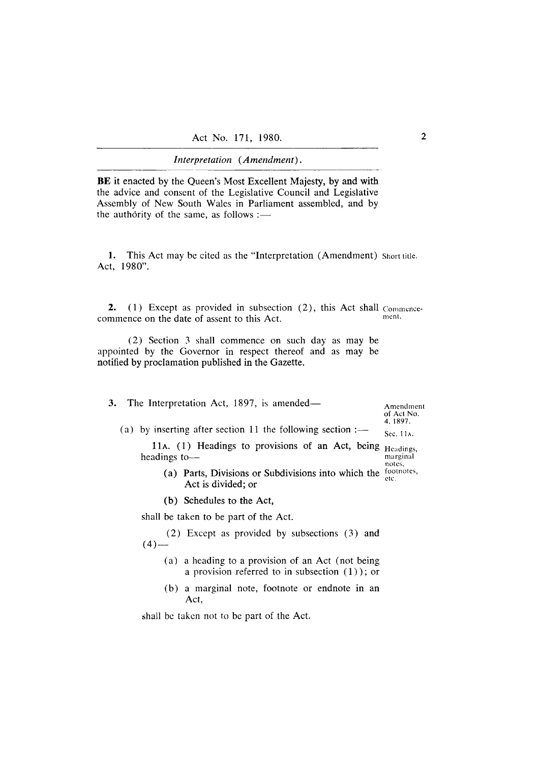BE it enacted by the Queen's Most Excellent Majesty, by and with the advice and consent of the Legislative Council and Legislative Assembly of New South Wales in Parliament assembled, and by the authority of the same, as follows :—

**1.** This Act may be cited as the "Interpretation (Amendment) Act, 1980". *Short title.*

**2.** (1) Except as provided in subsection (2), this Act shall commence on the date of assent to this Act. *Commencement.*

(2) Section 3 shall commence on such day as may be appointed by the Governor in respect thereof and as may be notified by proclamation published in the Gazette.

**3.** The Interpretation Act, 1897, is amended— *Amendment of Act No. 4, 1897.*

(a) by inserting after section 11 the following section :— *Sec. 11A.*

11A. (1) Headings to provisions of an Act, being headings to— *Headings, marginal notes, footnotes, etc.*

(a) Parts, Divisions or Subdivisions into which the Act is divided; or

(b) Schedules to the Act,

shall be taken to be part of the Act.

(2) Except as provided by subsections (3) and (4)—

(a) a heading to a provision of an Act (not being a provision referred to in subsection (1)); or

(b) a marginal note, footnote or endnote in an Act,

shall be taken not to be part of the Act.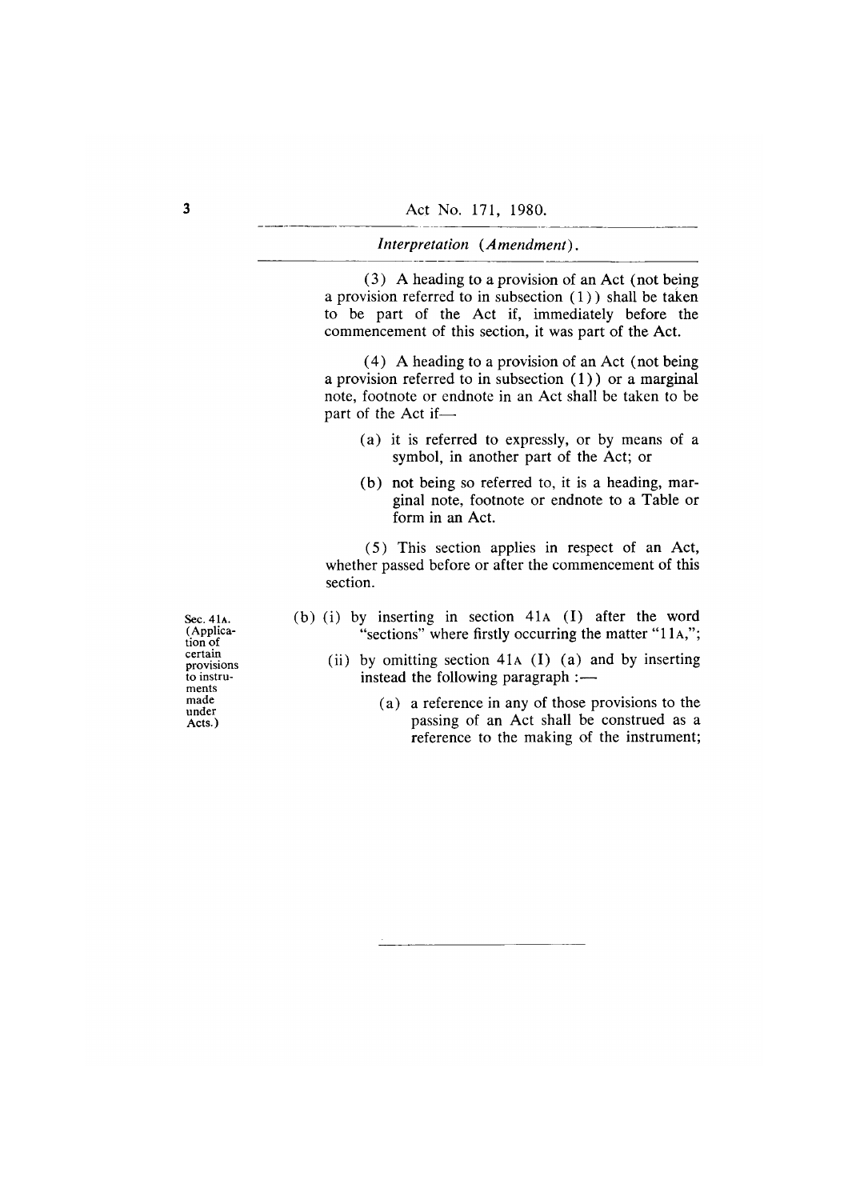(3) A heading to a provision of an Act (not being a provision referred to in subsection (1)) shall be taken to be part of the Act if, immediately before the commencement of this section, it was part of the Act.

(4) A heading to a provision of an Act (not being a provision referred to in subsection (1)) or a marginal note, footnote or endnote in an Act shall be taken to be part of the Act if—

(a) it is referred to expressly, or by means of a symbol, in another part of the Act; or

(b) not being so referred to, it is a heading, marginal note, footnote or endnote to a Table or form in an Act.

(5) This section applies in respect of an Act, whether passed before or after the commencement of this section.

Sec. 41A. (Application of certain provisions to instruments made under Acts.)

(b) (i) by inserting in section 41A (1) after the word "sections" where firstly occurring the matter "11A,";

(ii) by omitting section 41A (1) (a) and by inserting instead the following paragraph :—

(a) a reference in any of those provisions to the passing of an Act shall be construed as a reference to the making of the instrument;